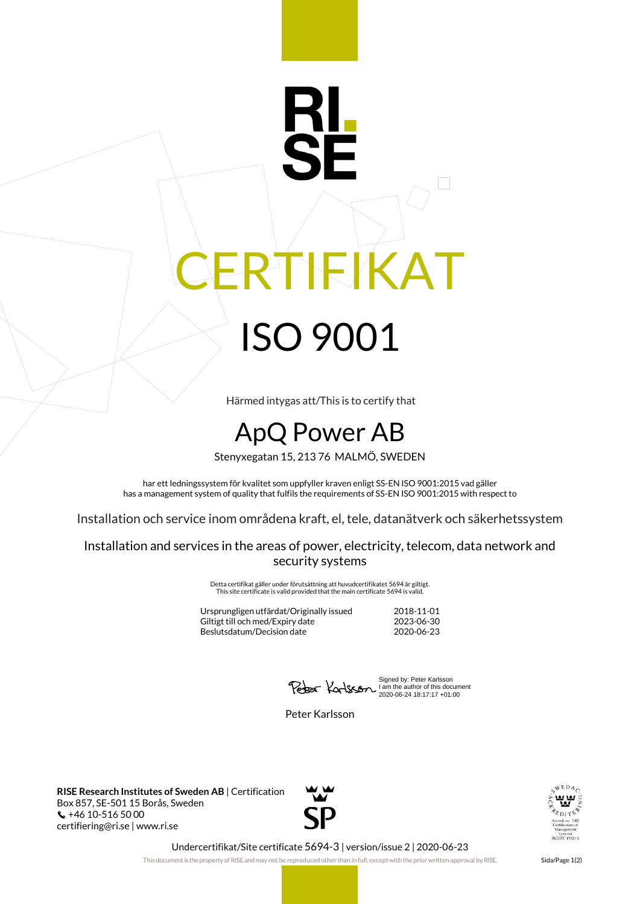RI.
SE

# CERTIFIKAT

# ISO 9001

Härmed intygas att/This is to certify that

## ApQ Power AB

Stenyxegatan 15, 213 76 MALMÖ, SWEDEN

har ett ledningssystem för kvalitet som uppfyller kraven enligt SS-EN ISO 9001:2015 vad gäller
has a management system of quality that fulfils the requirements of SS-EN ISO 9001:2015 with respect to

Installation och service inom områdena kraft, el, tele, datanätverk och säkerhetssystem

Installation and services in the areas of power, electricity, telecom, data network and security systems

Detta certifikat gäller under förutsättning att huvudcertifikatet 5694 är giltigt.
This site certificate is valid provided that the main certificate 5694 is valid.

| | |
|---|---|
| Ursprungligen utfärdat/Originally issued | 2018-11-01 |
| Giltigt till och med/Expiry date | 2023-06-30 |
| Beslutsdatum/Decision date | 2020-06-23 |

Signed by: Peter Karlsson
I am the author of this document
2020-06-24 18:17:17 +01:00

Peter Karlsson

**RISE Research Institutes of Sweden AB** | Certification
Box 857, SE-501 15 Borås, Sweden
+46 10-516 50 00
certifiering@ri.se | www.ri.se

SP

SWEDAC ACKREDITERING
Ackred. nr. 1002
Certification of Management Systems
ISO/IEC 17021-1

Undercertifikat/Site certificate 5694-3 | version/issue 2 | 2020-06-23

This document is the property of RISE and may not be reproduced other than in full, except with the prior written approval by RISE.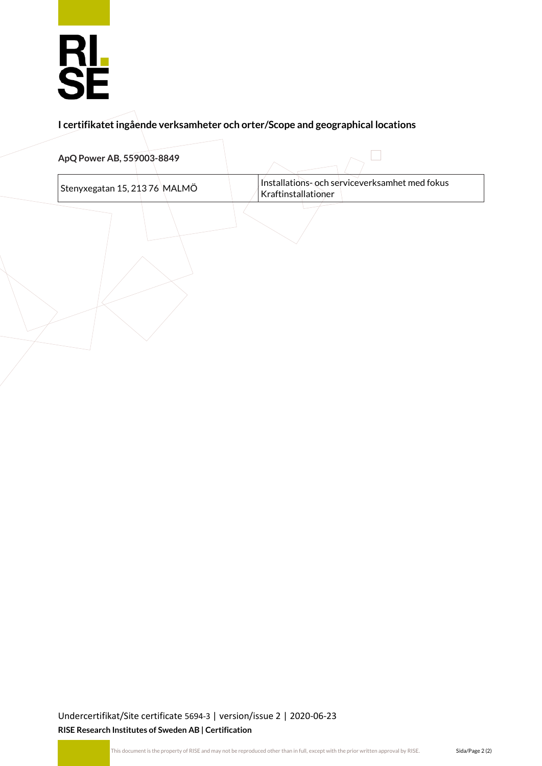**I certifikatet ingående verksamheter och orter/Scope and geographical locations**

**ApQ Power AB, 559003-8849**

| | |
|---|---|
| Stenyxegatan 15, 213 76 MALMÖ | Installations- och serviceverksamhet med fokus Kraftinstallationer |

Undercertifikat/Site certificate 5694-3 | version/issue 2 | 2020-06-23

**RISE Research Institutes of Sweden AB | Certification**

This document is the property of RISE and may not be reproduced other than in full, except with the prior written approval by RISE.